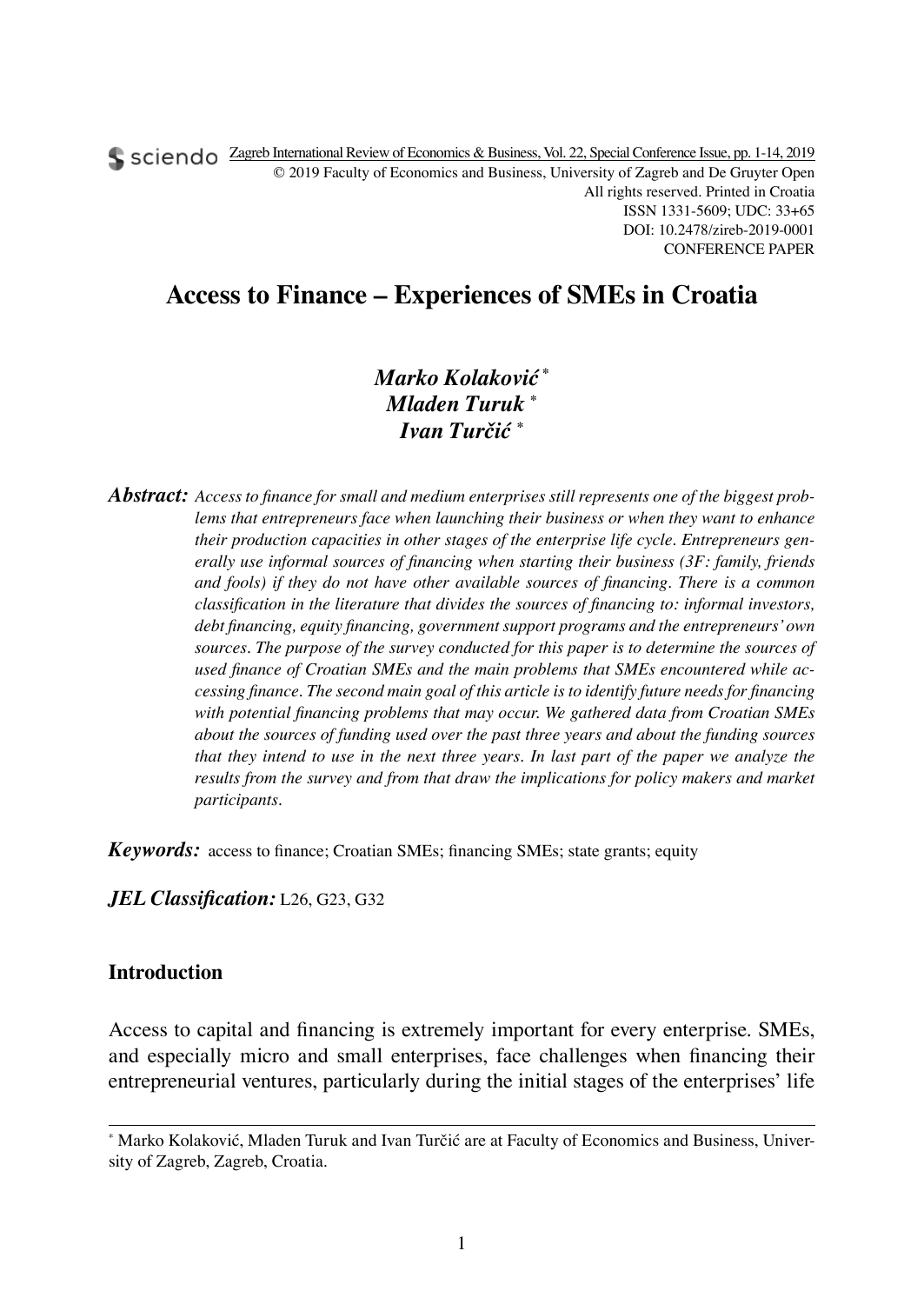Zagreb International Review of Economics & Business, Vol. 22, Special Conference Issue, pp. 1-14, 2019
© 2019 Faculty of Economics and Business, University of Zagreb and De Gruyter Open
All rights reserved. Printed in Croatia
ISSN 1331-5609; UDC: 33+65
DOI: 10.2478/zireb-2019-0001
CONFERENCE PAPER

# Access to Finance – Experiences of SMEs in Croatia

***Marko Kolaković*** [*]
***Mladen Turuk*** [*]
***Ivan Turčić*** [*]

***Abstract:*** *Access to finance for small and medium enterprises still represents one of the biggest problems that entrepreneurs face when launching their business or when they want to enhance their production capacities in other stages of the enterprise life cycle. Entrepreneurs generally use informal sources of financing when starting their business (3F: family, friends and fools) if they do not have other available sources of financing. There is a common classification in the literature that divides the sources of financing to: informal investors, debt financing, equity financing, government support programs and the entrepreneurs' own sources. The purpose of the survey conducted for this paper is to determine the sources of used finance of Croatian SMEs and the main problems that SMEs encountered while accessing finance. The second main goal of this article is to identify future needs for financing with potential financing problems that may occur. We gathered data from Croatian SMEs about the sources of funding used over the past three years and about the funding sources that they intend to use in the next three years. In last part of the paper we analyze the results from the survey and from that draw the implications for policy makers and market participants.*

***Keywords:*** access to finance; Croatian SMEs; financing SMEs; state grants; equity

***JEL Classification:*** L26, G23, G32

## Introduction

Access to capital and financing is extremely important for every enterprise. SMEs, and especially micro and small enterprises, face challenges when financing their entrepreneurial ventures, particularly during the initial stages of the enterprises' life

---

[*] Marko Kolaković, Mladen Turuk and Ivan Turčić are at Faculty of Economics and Business, University of Zagreb, Zagreb, Croatia.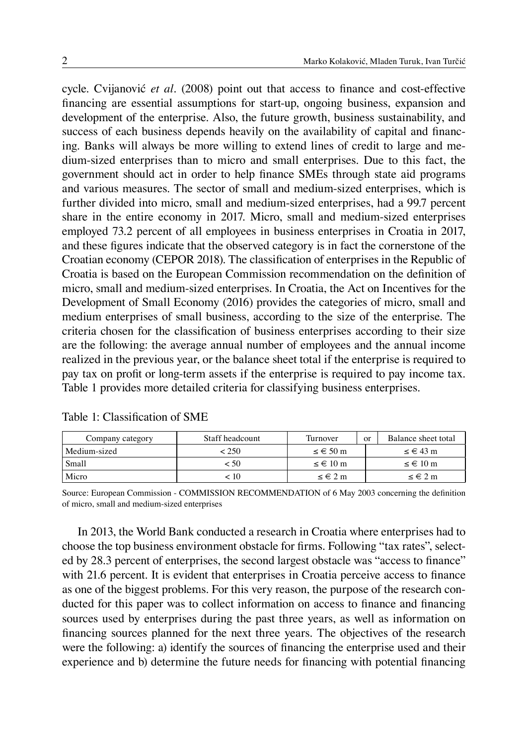cycle. Cvijanović *et al*. (2008) point out that access to finance and cost-effective financing are essential assumptions for start-up, ongoing business, expansion and development of the enterprise. Also, the future growth, business sustainability, and success of each business depends heavily on the availability of capital and financing. Banks will always be more willing to extend lines of credit to large and medium-sized enterprises than to micro and small enterprises. Due to this fact, the government should act in order to help finance SMEs through state aid programs and various measures. The sector of small and medium-sized enterprises, which is further divided into micro, small and medium-sized enterprises, had a 99.7 percent share in the entire economy in 2017. Micro, small and medium-sized enterprises employed 73.2 percent of all employees in business enterprises in Croatia in 2017, and these figures indicate that the observed category is in fact the cornerstone of the Croatian economy (CEPOR 2018). The classification of enterprises in the Republic of Croatia is based on the European Commission recommendation on the definition of micro, small and medium-sized enterprises. In Croatia, the Act on Incentives for the Development of Small Economy (2016) provides the categories of micro, small and medium enterprises of small business, according to the size of the enterprise. The criteria chosen for the classification of business enterprises according to their size are the following: the average annual number of employees and the annual income realized in the previous year, or the balance sheet total if the enterprise is required to pay tax on profit or long-term assets if the enterprise is required to pay income tax. Table 1 provides more detailed criteria for classifying business enterprises.

Table 1: Classification of SME

| Company category | Staff headcount | Turnover | or | Balance sheet total |
|---|---|---|---|---|
| Medium-sized | < 250 | ≤ € 50 m | | ≤ € 43 m |
| Small | < 50 | ≤ € 10 m | | ≤ € 10 m |
| Micro | < 10 | ≤ € 2 m | | ≤ € 2 m |

Source: European Commission - COMMISSION RECOMMENDATION of 6 May 2003 concerning the definition of micro, small and medium-sized enterprises

In 2013, the World Bank conducted a research in Croatia where enterprises had to choose the top business environment obstacle for firms. Following "tax rates", selected by 28.3 percent of enterprises, the second largest obstacle was "access to finance" with 21.6 percent. It is evident that enterprises in Croatia perceive access to finance as one of the biggest problems. For this very reason, the purpose of the research conducted for this paper was to collect information on access to finance and financing sources used by enterprises during the past three years, as well as information on financing sources planned for the next three years. The objectives of the research were the following: a) identify the sources of financing the enterprise used and their experience and b) determine the future needs for financing with potential financing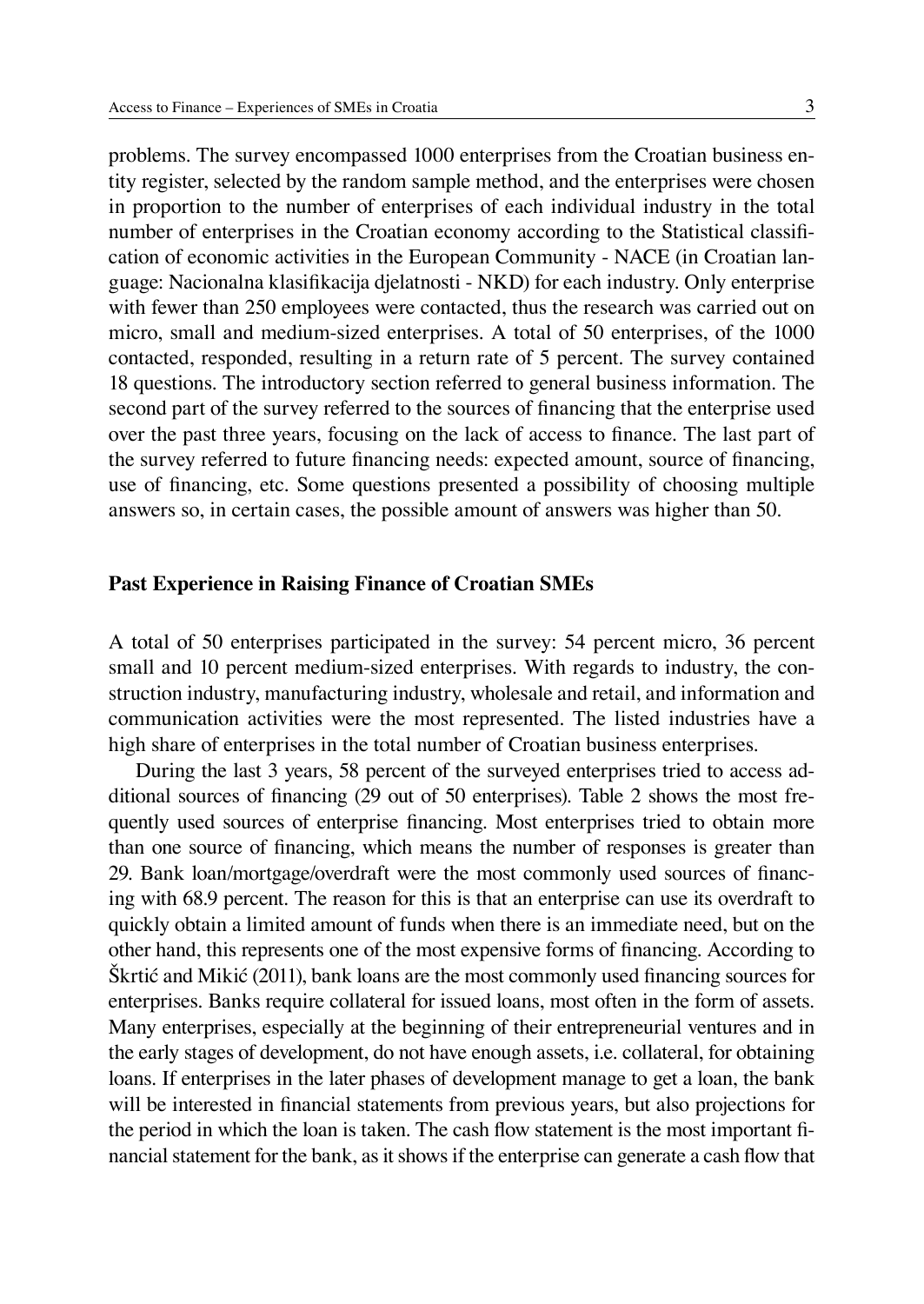problems. The survey encompassed 1000 enterprises from the Croatian business entity register, selected by the random sample method, and the enterprises were chosen in proportion to the number of enterprises of each individual industry in the total number of enterprises in the Croatian economy according to the Statistical classification of economic activities in the European Community - NACE (in Croatian language: Nacionalna klasifikacija djelatnosti - NKD) for each industry. Only enterprise with fewer than 250 employees were contacted, thus the research was carried out on micro, small and medium-sized enterprises. A total of 50 enterprises, of the 1000 contacted, responded, resulting in a return rate of 5 percent. The survey contained 18 questions. The introductory section referred to general business information. The second part of the survey referred to the sources of financing that the enterprise used over the past three years, focusing on the lack of access to finance. The last part of the survey referred to future financing needs: expected amount, source of financing, use of financing, etc. Some questions presented a possibility of choosing multiple answers so, in certain cases, the possible amount of answers was higher than 50.

## Past Experience in Raising Finance of Croatian SMEs

A total of 50 enterprises participated in the survey: 54 percent micro, 36 percent small and 10 percent medium-sized enterprises. With regards to industry, the construction industry, manufacturing industry, wholesale and retail, and information and communication activities were the most represented. The listed industries have a high share of enterprises in the total number of Croatian business enterprises.

During the last 3 years, 58 percent of the surveyed enterprises tried to access additional sources of financing (29 out of 50 enterprises). Table 2 shows the most frequently used sources of enterprise financing. Most enterprises tried to obtain more than one source of financing, which means the number of responses is greater than 29. Bank loan/mortgage/overdraft were the most commonly used sources of financing with 68.9 percent. The reason for this is that an enterprise can use its overdraft to quickly obtain a limited amount of funds when there is an immediate need, but on the other hand, this represents one of the most expensive forms of financing. According to Škrtić and Mikić (2011), bank loans are the most commonly used financing sources for enterprises. Banks require collateral for issued loans, most often in the form of assets. Many enterprises, especially at the beginning of their entrepreneurial ventures and in the early stages of development, do not have enough assets, i.e. collateral, for obtaining loans. If enterprises in the later phases of development manage to get a loan, the bank will be interested in financial statements from previous years, but also projections for the period in which the loan is taken. The cash flow statement is the most important financial statement for the bank, as it shows if the enterprise can generate a cash flow that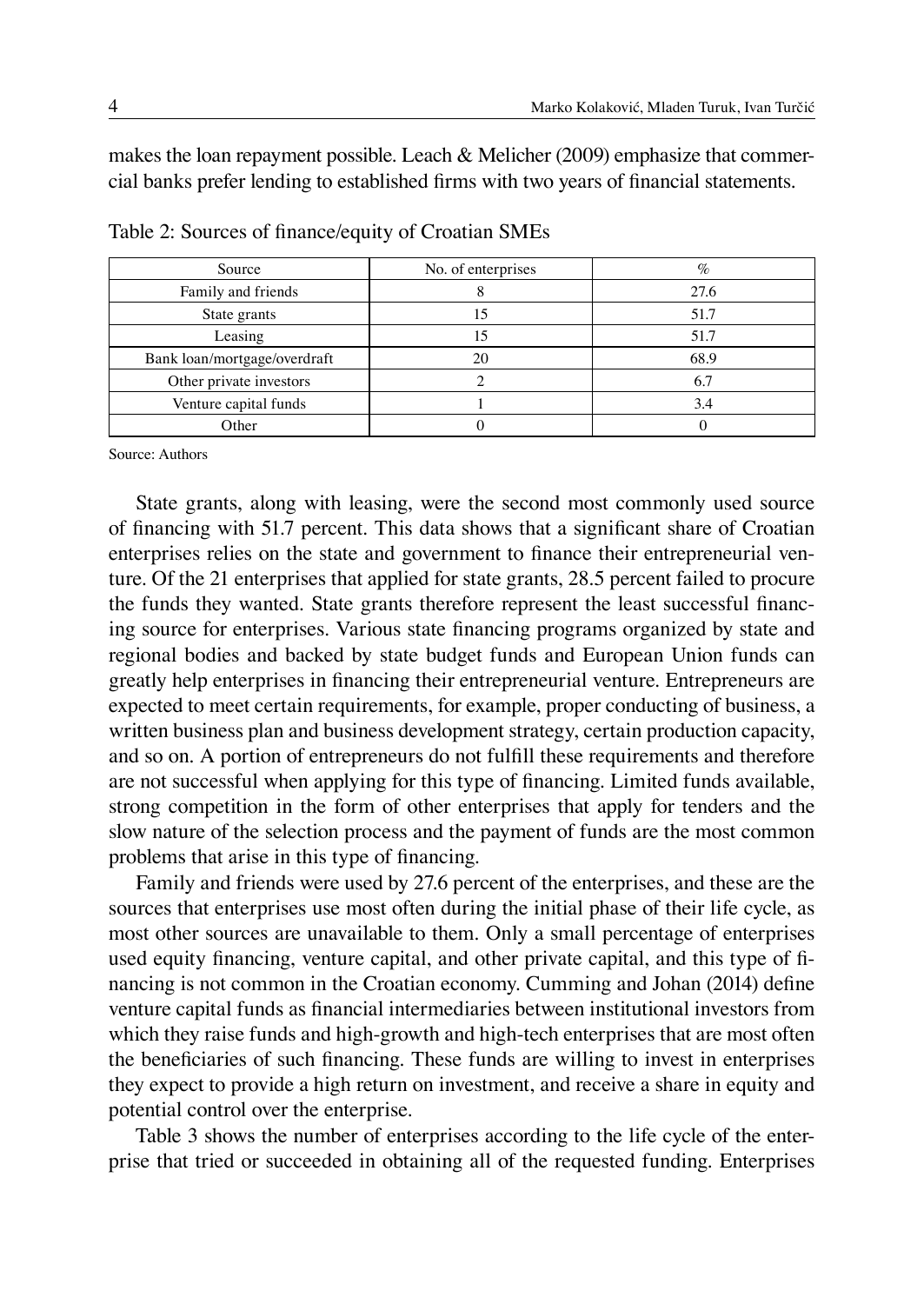makes the loan repayment possible. Leach & Melicher (2009) emphasize that commercial banks prefer lending to established firms with two years of financial statements.

Table 2: Sources of finance/equity of Croatian SMEs

| Source | No. of enterprises | % |
|---|---|---|
| Family and friends | 8 | 27.6 |
| State grants | 15 | 51.7 |
| Leasing | 15 | 51.7 |
| Bank loan/mortgage/overdraft | 20 | 68.9 |
| Other private investors | 2 | 6.7 |
| Venture capital funds | 1 | 3.4 |
| Other | 0 | 0 |

Source: Authors

State grants, along with leasing, were the second most commonly used source of financing with 51.7 percent. This data shows that a significant share of Croatian enterprises relies on the state and government to finance their entrepreneurial venture. Of the 21 enterprises that applied for state grants, 28.5 percent failed to procure the funds they wanted. State grants therefore represent the least successful financing source for enterprises. Various state financing programs organized by state and regional bodies and backed by state budget funds and European Union funds can greatly help enterprises in financing their entrepreneurial venture. Entrepreneurs are expected to meet certain requirements, for example, proper conducting of business, a written business plan and business development strategy, certain production capacity, and so on. A portion of entrepreneurs do not fulfill these requirements and therefore are not successful when applying for this type of financing. Limited funds available, strong competition in the form of other enterprises that apply for tenders and the slow nature of the selection process and the payment of funds are the most common problems that arise in this type of financing.

Family and friends were used by 27.6 percent of the enterprises, and these are the sources that enterprises use most often during the initial phase of their life cycle, as most other sources are unavailable to them. Only a small percentage of enterprises used equity financing, venture capital, and other private capital, and this type of financing is not common in the Croatian economy. Cumming and Johan (2014) define venture capital funds as financial intermediaries between institutional investors from which they raise funds and high-growth and high-tech enterprises that are most often the beneficiaries of such financing. These funds are willing to invest in enterprises they expect to provide a high return on investment, and receive a share in equity and potential control over the enterprise.

Table 3 shows the number of enterprises according to the life cycle of the enterprise that tried or succeeded in obtaining all of the requested funding. Enterprises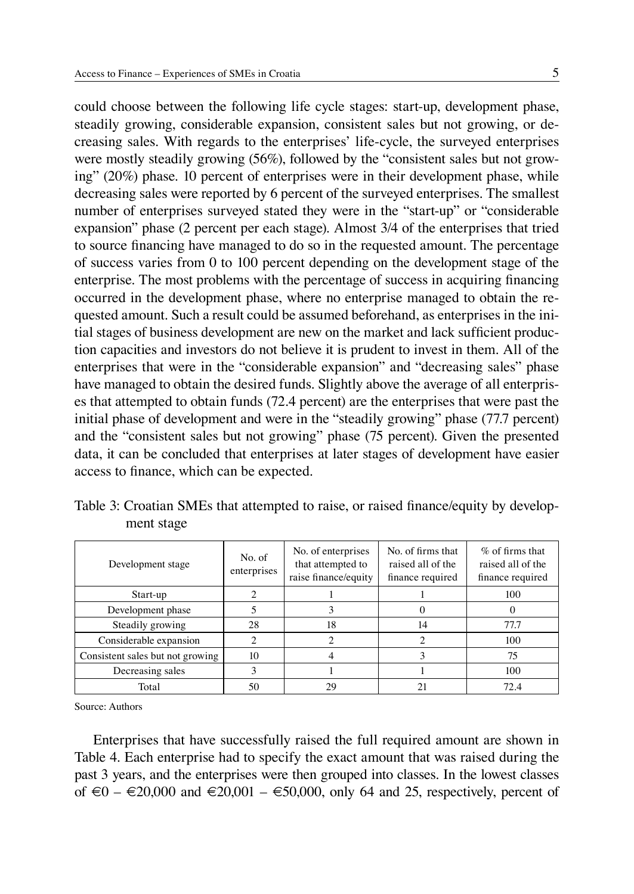could choose between the following life cycle stages: start-up, development phase, steadily growing, considerable expansion, consistent sales but not growing, or decreasing sales. With regards to the enterprises' life-cycle, the surveyed enterprises were mostly steadily growing (56%), followed by the "consistent sales but not growing" (20%) phase. 10 percent of enterprises were in their development phase, while decreasing sales were reported by 6 percent of the surveyed enterprises. The smallest number of enterprises surveyed stated they were in the "start-up" or "considerable expansion" phase (2 percent per each stage). Almost 3/4 of the enterprises that tried to source financing have managed to do so in the requested amount. The percentage of success varies from 0 to 100 percent depending on the development stage of the enterprise. The most problems with the percentage of success in acquiring financing occurred in the development phase, where no enterprise managed to obtain the requested amount. Such a result could be assumed beforehand, as enterprises in the initial stages of business development are new on the market and lack sufficient production capacities and investors do not believe it is prudent to invest in them. All of the enterprises that were in the "considerable expansion" and "decreasing sales" phase have managed to obtain the desired funds. Slightly above the average of all enterprises that attempted to obtain funds (72.4 percent) are the enterprises that were past the initial phase of development and were in the "steadily growing" phase (77.7 percent) and the "consistent sales but not growing" phase (75 percent). Given the presented data, it can be concluded that enterprises at later stages of development have easier access to finance, which can be expected.

Table 3: Croatian SMEs that attempted to raise, or raised finance/equity by development stage

| Development stage | No. of enterprises | No. of enterprises that attempted to raise finance/equity | No. of firms that raised all of the finance required | % of firms that raised all of the finance required |
|---|---|---|---|---|
| Start-up | 2 | 1 | 1 | 100 |
| Development phase | 5 | 3 | 0 | 0 |
| Steadily growing | 28 | 18 | 14 | 77.7 |
| Considerable expansion | 2 | 2 | 2 | 100 |
| Consistent sales but not growing | 10 | 4 | 3 | 75 |
| Decreasing sales | 3 | 1 | 1 | 100 |
| Total | 50 | 29 | 21 | 72.4 |

Source: Authors

Enterprises that have successfully raised the full required amount are shown in Table 4. Each enterprise had to specify the exact amount that was raised during the past 3 years, and the enterprises were then grouped into classes. In the lowest classes of €0 – €20,000 and €20,001 – €50,000, only 64 and 25, respectively, percent of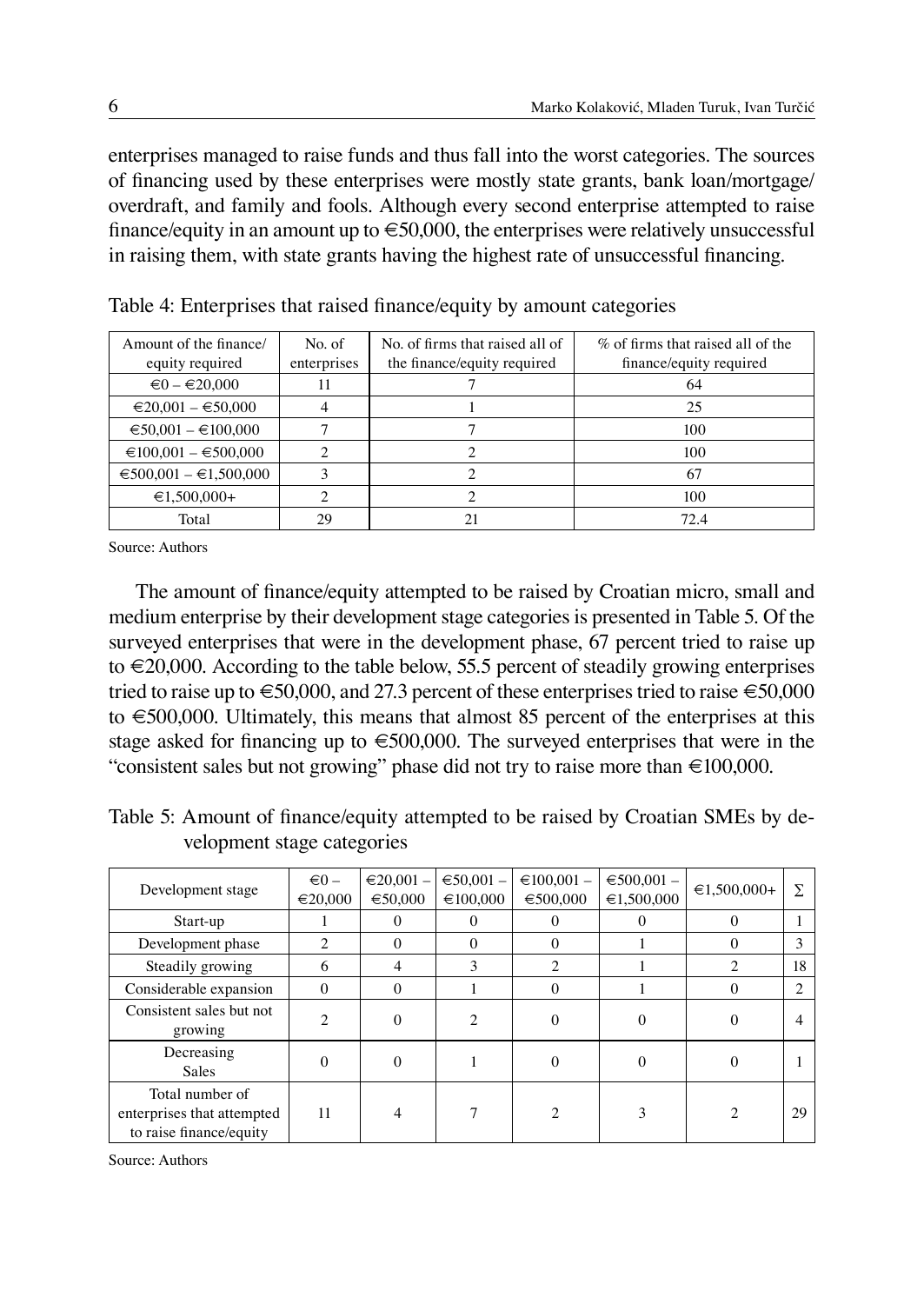enterprises managed to raise funds and thus fall into the worst categories. The sources of financing used by these enterprises were mostly state grants, bank loan/mortgage/overdraft, and family and fools. Although every second enterprise attempted to raise finance/equity in an amount up to €50,000, the enterprises were relatively unsuccessful in raising them, with state grants having the highest rate of unsuccessful financing.

Table 4: Enterprises that raised finance/equity by amount categories

| Amount of the finance/ equity required | No. of enterprises | No. of firms that raised all of the finance/equity required | % of firms that raised all of the finance/equity required |
|---|---|---|---|
| €0 – €20,000 | 11 | 7 | 64 |
| €20,001 – €50,000 | 4 | 1 | 25 |
| €50,001 – €100,000 | 7 | 7 | 100 |
| €100,001 – €500,000 | 2 | 2 | 100 |
| €500,001 – €1,500,000 | 3 | 2 | 67 |
| €1,500,000+ | 2 | 2 | 100 |
| Total | 29 | 21 | 72.4 |

Source: Authors

The amount of finance/equity attempted to be raised by Croatian micro, small and medium enterprise by their development stage categories is presented in Table 5. Of the surveyed enterprises that were in the development phase, 67 percent tried to raise up to €20,000. According to the table below, 55.5 percent of steadily growing enterprises tried to raise up to €50,000, and 27.3 percent of these enterprises tried to raise €50,000 to €500,000. Ultimately, this means that almost 85 percent of the enterprises at this stage asked for financing up to €500,000. The surveyed enterprises that were in the "consistent sales but not growing" phase did not try to raise more than €100,000.

Table 5: Amount of finance/equity attempted to be raised by Croatian SMEs by development stage categories

| Development stage | €0 – €20,000 | €20,001 – €50,000 | €50,001 – €100,000 | €100,001 – €500,000 | €500,001 – €1,500,000 | €1,500,000+ | Σ |
|---|---|---|---|---|---|---|---|
| Start-up | 1 | 0 | 0 | 0 | 0 | 0 | 1 |
| Development phase | 2 | 0 | 0 | 0 | 1 | 0 | 3 |
| Steadily growing | 6 | 4 | 3 | 2 | 1 | 2 | 18 |
| Considerable expansion | 0 | 0 | 1 | 0 | 1 | 0 | 2 |
| Consistent sales but not growing | 2 | 0 | 2 | 0 | 0 | 0 | 4 |
| Decreasing Sales | 0 | 0 | 1 | 0 | 0 | 0 | 1 |
| Total number of enterprises that attempted to raise finance/equity | 11 | 4 | 7 | 2 | 3 | 2 | 29 |

Source: Authors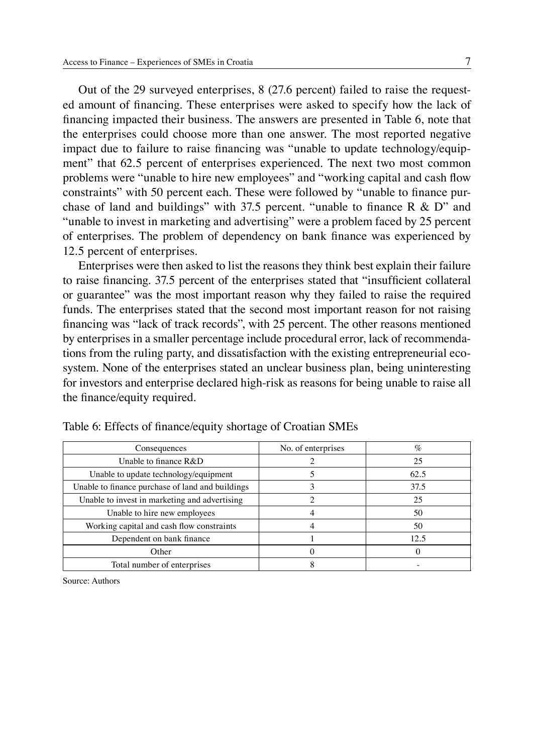Out of the 29 surveyed enterprises, 8 (27.6 percent) failed to raise the requested amount of financing. These enterprises were asked to specify how the lack of financing impacted their business. The answers are presented in Table 6, note that the enterprises could choose more than one answer. The most reported negative impact due to failure to raise financing was "unable to update technology/equipment" that 62.5 percent of enterprises experienced. The next two most common problems were "unable to hire new employees" and "working capital and cash flow constraints" with 50 percent each. These were followed by "unable to finance purchase of land and buildings" with 37.5 percent. "unable to finance R & D" and "unable to invest in marketing and advertising" were a problem faced by 25 percent of enterprises. The problem of dependency on bank finance was experienced by 12.5 percent of enterprises.

Enterprises were then asked to list the reasons they think best explain their failure to raise financing. 37.5 percent of the enterprises stated that "insufficient collateral or guarantee" was the most important reason why they failed to raise the required funds. The enterprises stated that the second most important reason for not raising financing was "lack of track records", with 25 percent. The other reasons mentioned by enterprises in a smaller percentage include procedural error, lack of recommendations from the ruling party, and dissatisfaction with the existing entrepreneurial ecosystem. None of the enterprises stated an unclear business plan, being uninteresting for investors and enterprise declared high-risk as reasons for being unable to raise all the finance/equity required.

Table 6: Effects of finance/equity shortage of Croatian SMEs

| Consequences | No. of enterprises | % |
|---|---|---|
| Unable to finance R&D | 2 | 25 |
| Unable to update technology/equipment | 5 | 62.5 |
| Unable to finance purchase of land and buildings | 3 | 37.5 |
| Unable to invest in marketing and advertising | 2 | 25 |
| Unable to hire new employees | 4 | 50 |
| Working capital and cash flow constraints | 4 | 50 |
| Dependent on bank finance | 1 | 12.5 |
| Other | 0 | 0 |
| Total number of enterprises | 8 | - |

Source: Authors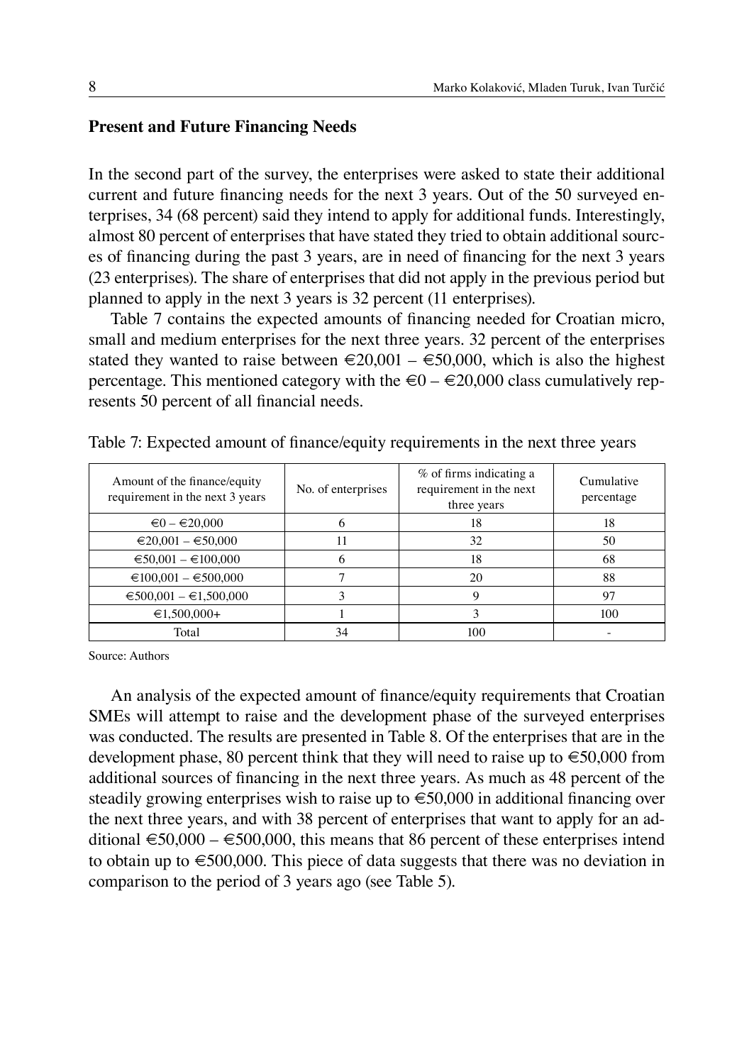## Present and Future Financing Needs

In the second part of the survey, the enterprises were asked to state their additional current and future financing needs for the next 3 years. Out of the 50 surveyed enterprises, 34 (68 percent) said they intend to apply for additional funds. Interestingly, almost 80 percent of enterprises that have stated they tried to obtain additional sources of financing during the past 3 years, are in need of financing for the next 3 years (23 enterprises). The share of enterprises that did not apply in the previous period but planned to apply in the next 3 years is 32 percent (11 enterprises).

Table 7 contains the expected amounts of financing needed for Croatian micro, small and medium enterprises for the next three years. 32 percent of the enterprises stated they wanted to raise between €20,001 – €50,000, which is also the highest percentage. This mentioned category with the €0 – €20,000 class cumulatively represents 50 percent of all financial needs.

Table 7: Expected amount of finance/equity requirements in the next three years

| Amount of the finance/equity requirement in the next 3 years | No. of enterprises | % of firms indicating a requirement in the next three years | Cumulative percentage |
|---|---|---|---|
| €0 – €20,000 | 6 | 18 | 18 |
| €20,001 – €50,000 | 11 | 32 | 50 |
| €50,001 – €100,000 | 6 | 18 | 68 |
| €100,001 – €500,000 | 7 | 20 | 88 |
| €500,001 – €1,500,000 | 3 | 9 | 97 |
| €1,500,000+ | 1 | 3 | 100 |
| Total | 34 | 100 | - |

Source: Authors

An analysis of the expected amount of finance/equity requirements that Croatian SMEs will attempt to raise and the development phase of the surveyed enterprises was conducted. The results are presented in Table 8. Of the enterprises that are in the development phase, 80 percent think that they will need to raise up to €50,000 from additional sources of financing in the next three years. As much as 48 percent of the steadily growing enterprises wish to raise up to €50,000 in additional financing over the next three years, and with 38 percent of enterprises that want to apply for an additional €50,000 – €500,000, this means that 86 percent of these enterprises intend to obtain up to €500,000. This piece of data suggests that there was no deviation in comparison to the period of 3 years ago (see Table 5).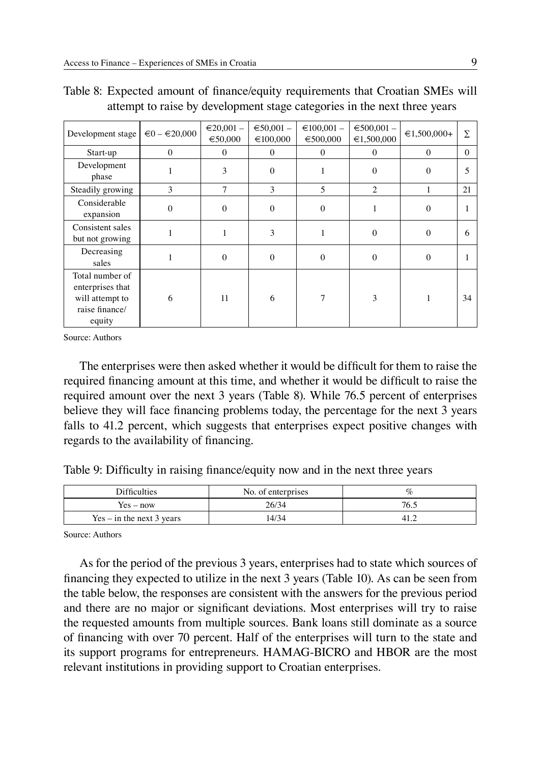Table 8: Expected amount of finance/equity requirements that Croatian SMEs will attempt to raise by development stage categories in the next three years

| Development stage | €0 – €20,000 | €20,001 – €50,000 | €50,001 – €100,000 | €100,001 – €500,000 | €500,001 – €1,500,000 | €1,500,000+ | Σ |
|---|---|---|---|---|---|---|---|
| Start-up | 0 | 0 | 0 | 0 | 0 | 0 | 0 |
| Development phase | 1 | 3 | 0 | 1 | 0 | 0 | 5 |
| Steadily growing | 3 | 7 | 3 | 5 | 2 | 1 | 21 |
| Considerable expansion | 0 | 0 | 0 | 0 | 1 | 0 | 1 |
| Consistent sales but not growing | 1 | 1 | 3 | 1 | 0 | 0 | 6 |
| Decreasing sales | 1 | 0 | 0 | 0 | 0 | 0 | 1 |
| Total number of enterprises that will attempt to raise finance/ equity | 6 | 11 | 6 | 7 | 3 | 1 | 34 |

Source: Authors

The enterprises were then asked whether it would be difficult for them to raise the required financing amount at this time, and whether it would be difficult to raise the required amount over the next 3 years (Table 8). While 76.5 percent of enterprises believe they will face financing problems today, the percentage for the next 3 years falls to 41.2 percent, which suggests that enterprises expect positive changes with regards to the availability of financing.

Table 9: Difficulty in raising finance/equity now and in the next three years

| Difficulties | No. of enterprises | % |
|---|---|---|
| Yes – now | 26/34 | 76.5 |
| Yes – in the next 3 years | 14/34 | 41.2 |

Source: Authors

As for the period of the previous 3 years, enterprises had to state which sources of financing they expected to utilize in the next 3 years (Table 10). As can be seen from the table below, the responses are consistent with the answers for the previous period and there are no major or significant deviations. Most enterprises will try to raise the requested amounts from multiple sources. Bank loans still dominate as a source of financing with over 70 percent. Half of the enterprises will turn to the state and its support programs for entrepreneurs. HAMAG-BICRO and HBOR are the most relevant institutions in providing support to Croatian enterprises.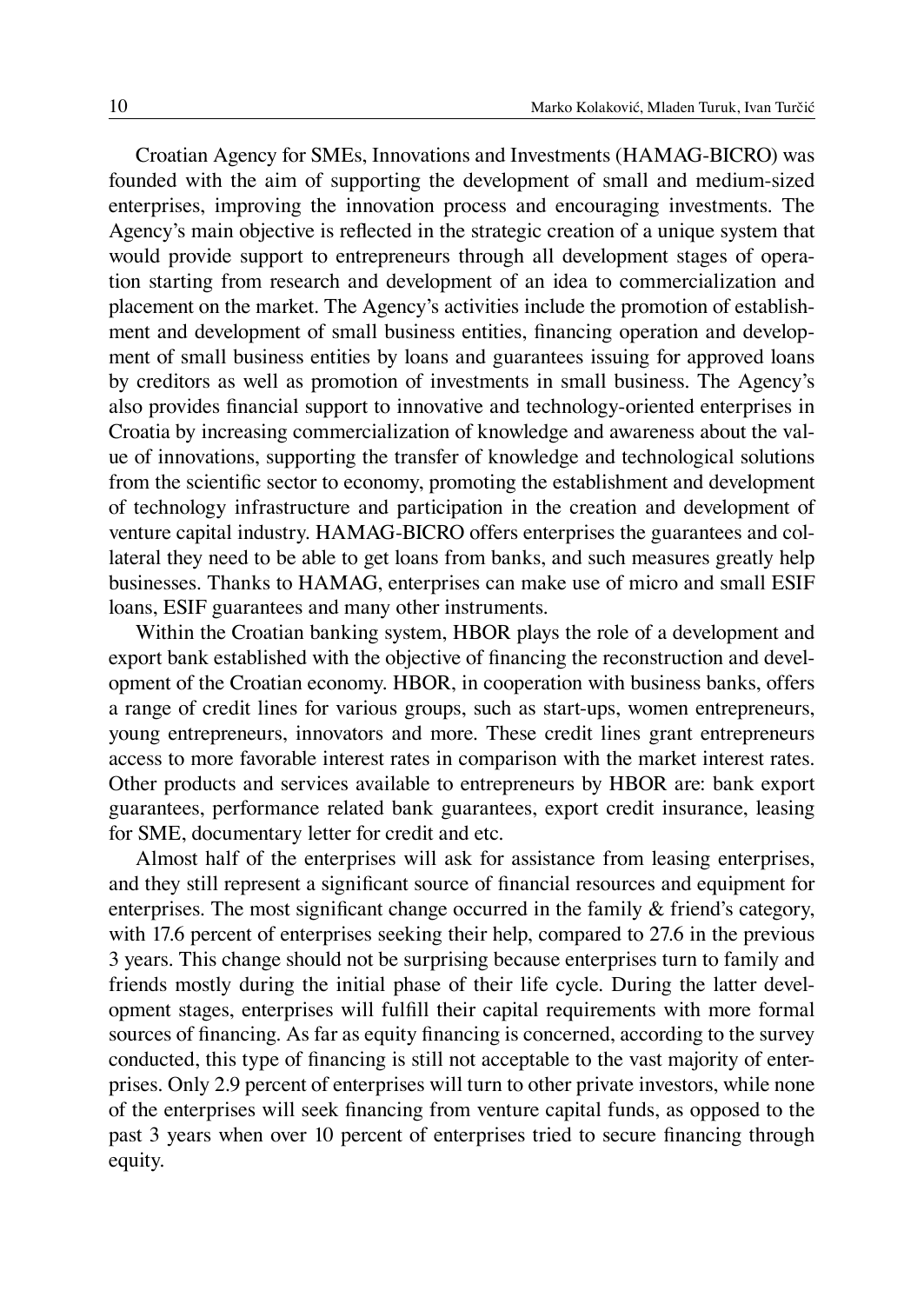Croatian Agency for SMEs, Innovations and Investments (HAMAG-BICRO) was founded with the aim of supporting the development of small and medium-sized enterprises, improving the innovation process and encouraging investments. The Agency's main objective is reflected in the strategic creation of a unique system that would provide support to entrepreneurs through all development stages of operation starting from research and development of an idea to commercialization and placement on the market. The Agency's activities include the promotion of establishment and development of small business entities, financing operation and development of small business entities by loans and guarantees issuing for approved loans by creditors as well as promotion of investments in small business. The Agency's also provides financial support to innovative and technology-oriented enterprises in Croatia by increasing commercialization of knowledge and awareness about the value of innovations, supporting the transfer of knowledge and technological solutions from the scientific sector to economy, promoting the establishment and development of technology infrastructure and participation in the creation and development of venture capital industry. HAMAG-BICRO offers enterprises the guarantees and collateral they need to be able to get loans from banks, and such measures greatly help businesses. Thanks to HAMAG, enterprises can make use of micro and small ESIF loans, ESIF guarantees and many other instruments.

Within the Croatian banking system, HBOR plays the role of a development and export bank established with the objective of financing the reconstruction and development of the Croatian economy. HBOR, in cooperation with business banks, offers a range of credit lines for various groups, such as start-ups, women entrepreneurs, young entrepreneurs, innovators and more. These credit lines grant entrepreneurs access to more favorable interest rates in comparison with the market interest rates. Other products and services available to entrepreneurs by HBOR are: bank export guarantees, performance related bank guarantees, export credit insurance, leasing for SME, documentary letter for credit and etc.

Almost half of the enterprises will ask for assistance from leasing enterprises, and they still represent a significant source of financial resources and equipment for enterprises. The most significant change occurred in the family & friend's category, with 17.6 percent of enterprises seeking their help, compared to 27.6 in the previous 3 years. This change should not be surprising because enterprises turn to family and friends mostly during the initial phase of their life cycle. During the latter development stages, enterprises will fulfill their capital requirements with more formal sources of financing. As far as equity financing is concerned, according to the survey conducted, this type of financing is still not acceptable to the vast majority of enterprises. Only 2.9 percent of enterprises will turn to other private investors, while none of the enterprises will seek financing from venture capital funds, as opposed to the past 3 years when over 10 percent of enterprises tried to secure financing through equity.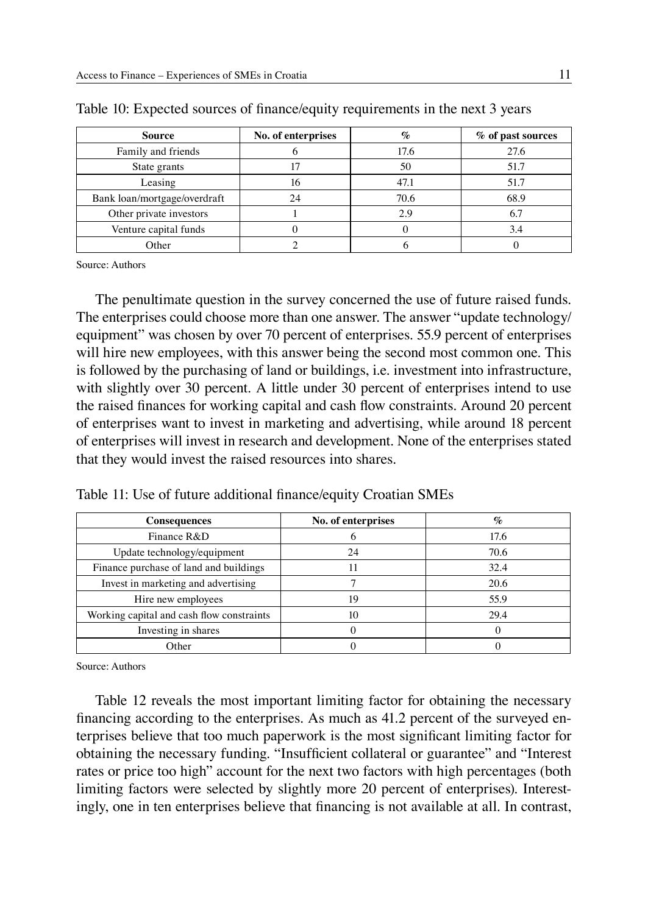Table 10: Expected sources of finance/equity requirements in the next 3 years

| Source | No. of enterprises | % | % of past sources |
|---|---|---|---|
| Family and friends | 6 | 17.6 | 27.6 |
| State grants | 17 | 50 | 51.7 |
| Leasing | 16 | 47.1 | 51.7 |
| Bank loan/mortgage/overdraft | 24 | 70.6 | 68.9 |
| Other private investors | 1 | 2.9 | 6.7 |
| Venture capital funds | 0 | 0 | 3.4 |
| Other | 2 | 6 | 0 |

Source: Authors

The penultimate question in the survey concerned the use of future raised funds. The enterprises could choose more than one answer. The answer "update technology/ equipment" was chosen by over 70 percent of enterprises. 55.9 percent of enterprises will hire new employees, with this answer being the second most common one. This is followed by the purchasing of land or buildings, i.e. investment into infrastructure, with slightly over 30 percent. A little under 30 percent of enterprises intend to use the raised finances for working capital and cash flow constraints. Around 20 percent of enterprises want to invest in marketing and advertising, while around 18 percent of enterprises will invest in research and development. None of the enterprises stated that they would invest the raised resources into shares.

Table 11: Use of future additional finance/equity Croatian SMEs

| Consequences | No. of enterprises | % |
|---|---|---|
| Finance R&D | 6 | 17.6 |
| Update technology/equipment | 24 | 70.6 |
| Finance purchase of land and buildings | 11 | 32.4 |
| Invest in marketing and advertising | 7 | 20.6 |
| Hire new employees | 19 | 55.9 |
| Working capital and cash flow constraints | 10 | 29.4 |
| Investing in shares | 0 | 0 |
| Other | 0 | 0 |

Source: Authors

Table 12 reveals the most important limiting factor for obtaining the necessary financing according to the enterprises. As much as 41.2 percent of the surveyed enterprises believe that too much paperwork is the most significant limiting factor for obtaining the necessary funding. "Insufficient collateral or guarantee" and "Interest rates or price too high" account for the next two factors with high percentages (both limiting factors were selected by slightly more 20 percent of enterprises). Interestingly, one in ten enterprises believe that financing is not available at all. In contrast,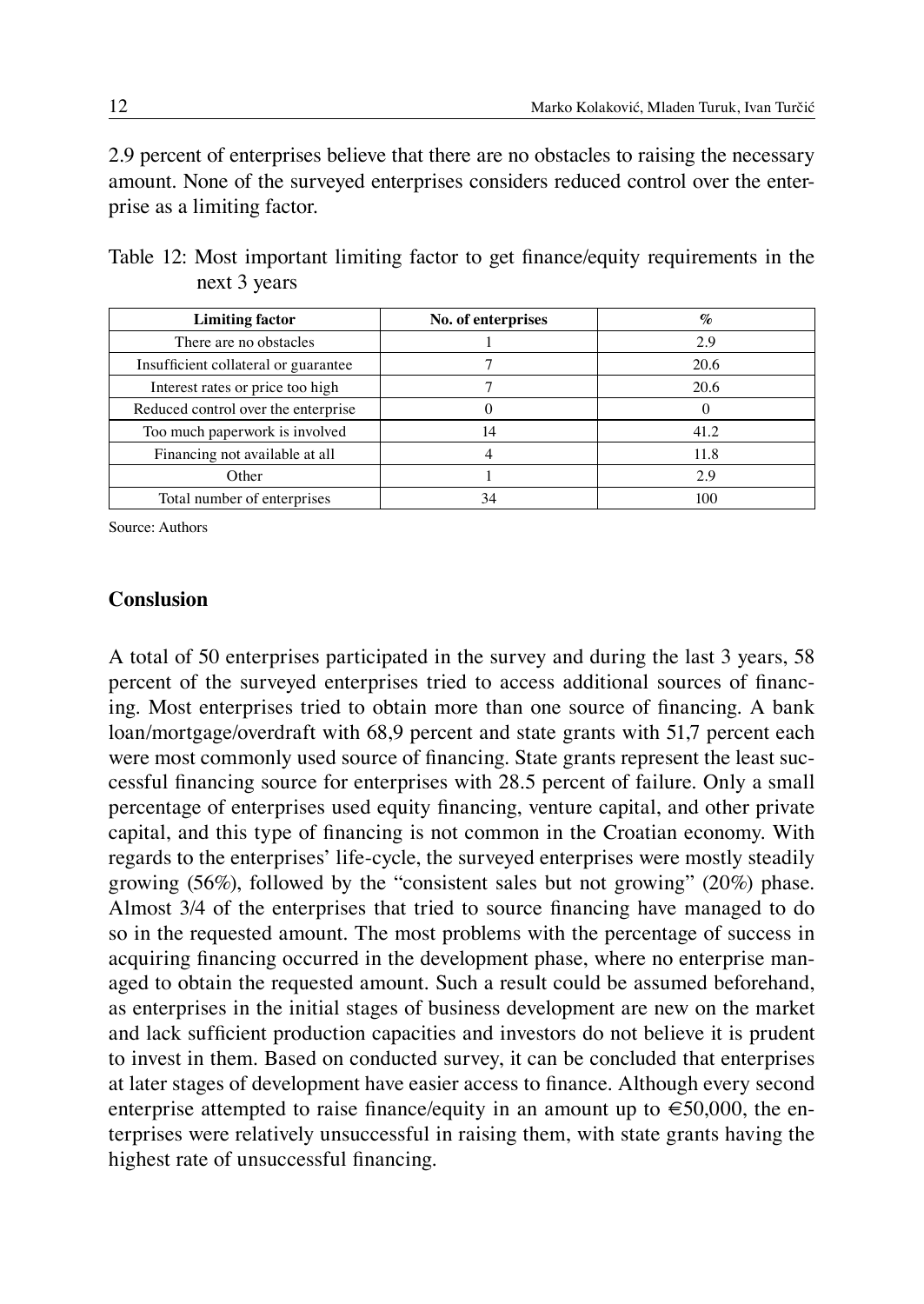2.9 percent of enterprises believe that there are no obstacles to raising the necessary amount. None of the surveyed enterprises considers reduced control over the enterprise as a limiting factor.

Table 12: Most important limiting factor to get finance/equity requirements in the next 3 years

| Limiting factor | No. of enterprises | % |
|---|---|---|
| There are no obstacles | 1 | 2.9 |
| Insufficient collateral or guarantee | 7 | 20.6 |
| Interest rates or price too high | 7 | 20.6 |
| Reduced control over the enterprise | 0 | 0 |
| Too much paperwork is involved | 14 | 41.2 |
| Financing not available at all | 4 | 11.8 |
| Other | 1 | 2.9 |
| Total number of enterprises | 34 | 100 |

Source: Authors

## Conslusion

A total of 50 enterprises participated in the survey and during the last 3 years, 58 percent of the surveyed enterprises tried to access additional sources of financing. Most enterprises tried to obtain more than one source of financing. A bank loan/mortgage/overdraft with 68,9 percent and state grants with 51,7 percent each were most commonly used source of financing. State grants represent the least successful financing source for enterprises with 28.5 percent of failure. Only a small percentage of enterprises used equity financing, venture capital, and other private capital, and this type of financing is not common in the Croatian economy. With regards to the enterprises' life-cycle, the surveyed enterprises were mostly steadily growing (56%), followed by the "consistent sales but not growing" (20%) phase. Almost 3/4 of the enterprises that tried to source financing have managed to do so in the requested amount. The most problems with the percentage of success in acquiring financing occurred in the development phase, where no enterprise managed to obtain the requested amount. Such a result could be assumed beforehand, as enterprises in the initial stages of business development are new on the market and lack sufficient production capacities and investors do not believe it is prudent to invest in them. Based on conducted survey, it can be concluded that enterprises at later stages of development have easier access to finance. Although every second enterprise attempted to raise finance/equity in an amount up to €50,000, the enterprises were relatively unsuccessful in raising them, with state grants having the highest rate of unsuccessful financing.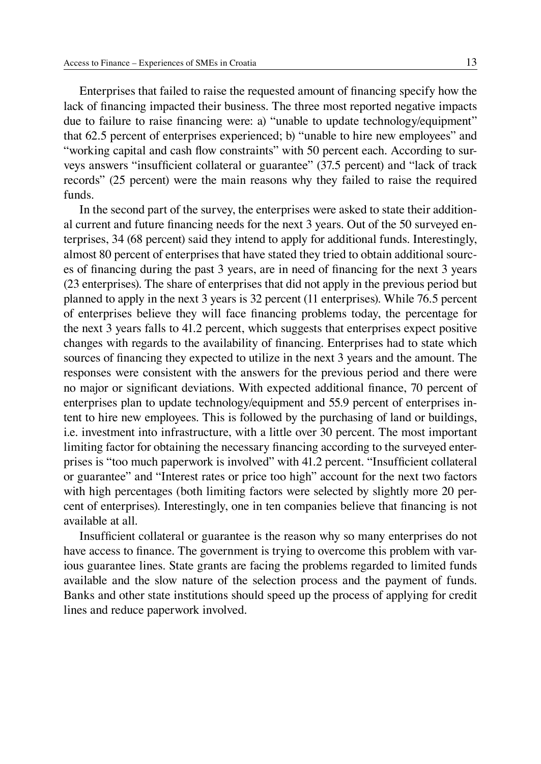Enterprises that failed to raise the requested amount of financing specify how the lack of financing impacted their business. The three most reported negative impacts due to failure to raise financing were: a) "unable to update technology/equipment" that 62.5 percent of enterprises experienced; b) "unable to hire new employees" and "working capital and cash flow constraints" with 50 percent each. According to surveys answers "insufficient collateral or guarantee" (37.5 percent) and "lack of track records" (25 percent) were the main reasons why they failed to raise the required funds.

In the second part of the survey, the enterprises were asked to state their additional current and future financing needs for the next 3 years. Out of the 50 surveyed enterprises, 34 (68 percent) said they intend to apply for additional funds. Interestingly, almost 80 percent of enterprises that have stated they tried to obtain additional sources of financing during the past 3 years, are in need of financing for the next 3 years (23 enterprises). The share of enterprises that did not apply in the previous period but planned to apply in the next 3 years is 32 percent (11 enterprises). While 76.5 percent of enterprises believe they will face financing problems today, the percentage for the next 3 years falls to 41.2 percent, which suggests that enterprises expect positive changes with regards to the availability of financing. Enterprises had to state which sources of financing they expected to utilize in the next 3 years and the amount. The responses were consistent with the answers for the previous period and there were no major or significant deviations. With expected additional finance, 70 percent of enterprises plan to update technology/equipment and 55.9 percent of enterprises intent to hire new employees. This is followed by the purchasing of land or buildings, i.e. investment into infrastructure, with a little over 30 percent. The most important limiting factor for obtaining the necessary financing according to the surveyed enterprises is "too much paperwork is involved" with 41.2 percent. "Insufficient collateral or guarantee" and "Interest rates or price too high" account for the next two factors with high percentages (both limiting factors were selected by slightly more 20 percent of enterprises). Interestingly, one in ten companies believe that financing is not available at all.

Insufficient collateral or guarantee is the reason why so many enterprises do not have access to finance. The government is trying to overcome this problem with various guarantee lines. State grants are facing the problems regarded to limited funds available and the slow nature of the selection process and the payment of funds. Banks and other state institutions should speed up the process of applying for credit lines and reduce paperwork involved.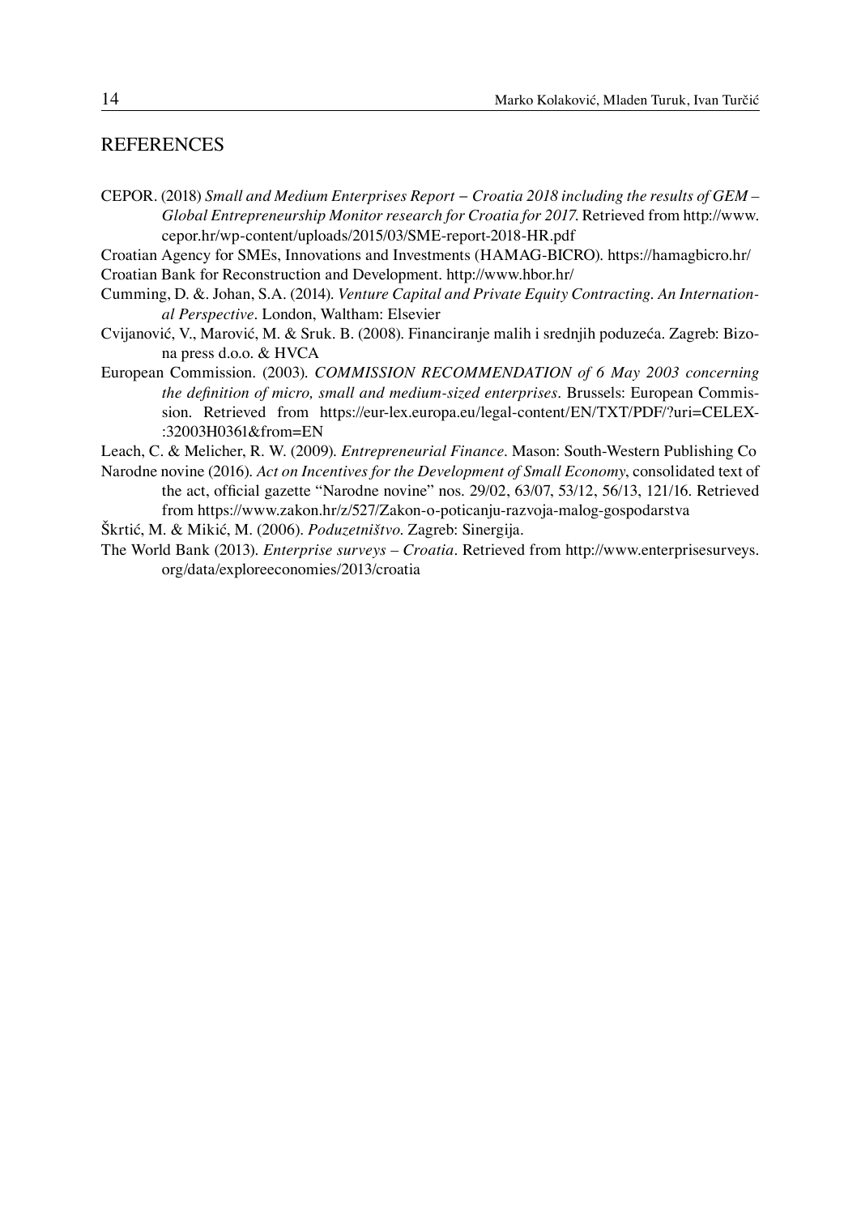## REFERENCES

CEPOR. (2018) *Small and Medium Enterprises Report – Croatia 2018 including the results of GEM – Global Entrepreneurship Monitor research for Croatia for 2017.* Retrieved from http://www.cepor.hr/wp-content/uploads/2015/03/SME-report-2018-HR.pdf

Croatian Agency for SMEs, Innovations and Investments (HAMAG-BICRO). https://hamagbicro.hr/

Croatian Bank for Reconstruction and Development. http://www.hbor.hr/

Cumming, D. &. Johan, S.A. (2014). *Venture Capital and Private Equity Contracting. An International Perspective*. London, Waltham: Elsevier

Cvijanović, V., Marović, M. & Sruk. B. (2008). Financiranje malih i srednjih poduzeća. Zagreb: Bizona press d.o.o. & HVCA

European Commission. (2003). *COMMISSION RECOMMENDATION of 6 May 2003 concerning the definition of micro, small and medium-sized enterprises*. Brussels: European Commission. Retrieved from https://eur-lex.europa.eu/legal-content/EN/TXT/PDF/?uri=CELEX-:32003H0361&from=EN

Leach, C. & Melicher, R. W. (2009). *Entrepreneurial Finance*. Mason: South-Western Publishing Co

Narodne novine (2016). *Act on Incentives for the Development of Small Economy*, consolidated text of the act, official gazette "Narodne novine" nos. 29/02, 63/07, 53/12, 56/13, 121/16. Retrieved from https://www.zakon.hr/z/527/Zakon-o-poticanju-razvoja-malog-gospodarstva

Škrtić, M. & Mikić, M. (2006). *Poduzetništvo*. Zagreb: Sinergija.

The World Bank (2013). *Enterprise surveys – Croatia*. Retrieved from http://www.enterprisesurveys.org/data/exploreeconomies/2013/croatia